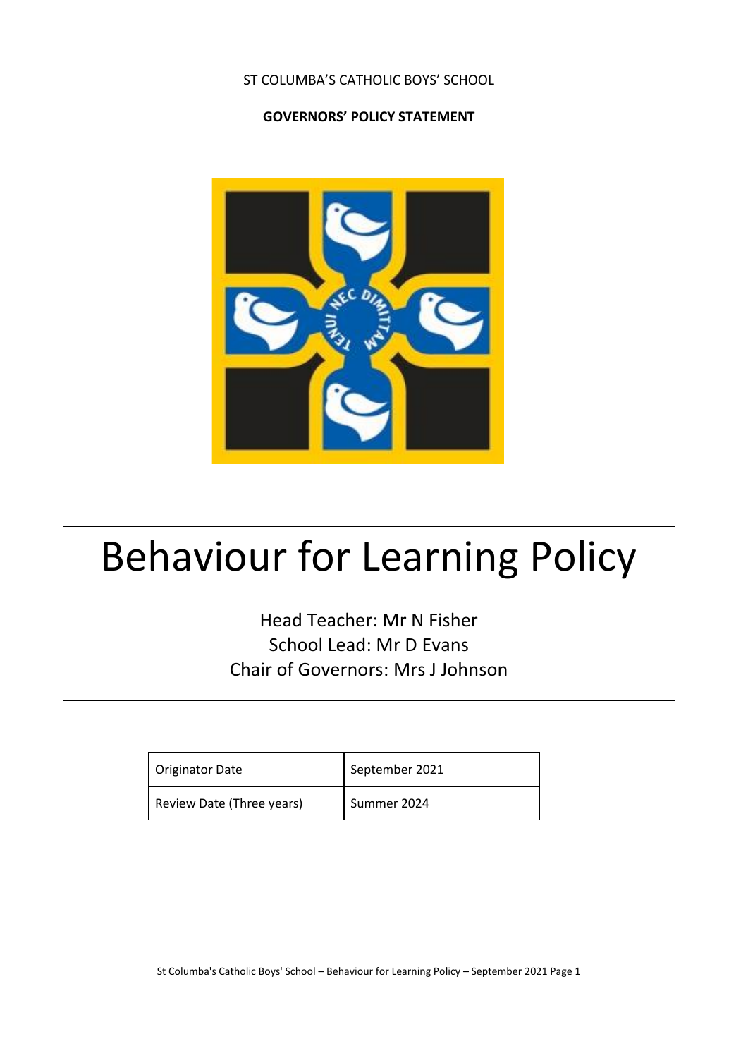ST COLUMBA'S CATHOLIC BOYS' SCHOOL

**GOVERNORS' POLICY STATEMENT**

# Behaviour for Learning Policy

Head Teacher: Mr N Fisher
School Lead: Mr D Evans
Chair of Governors: Mrs J Johnson

| Originator Date | September 2021 |
|---|---|
| Review Date (Three years) | Summer 2024 |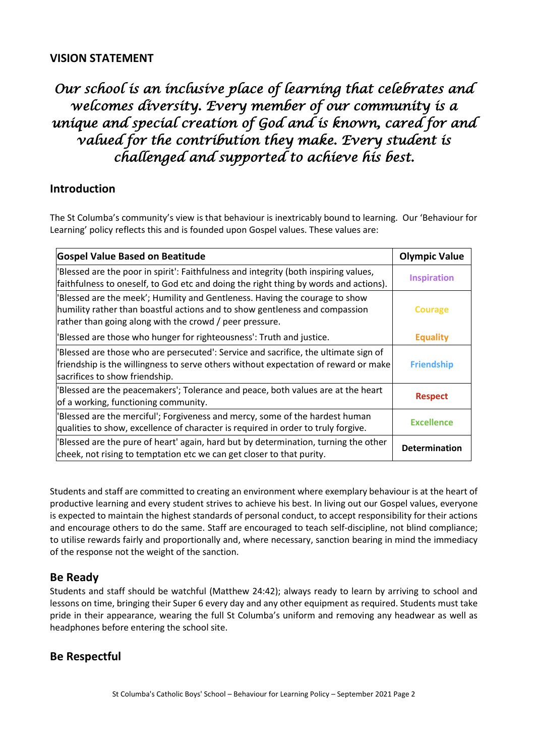## VISION STATEMENT

*Our school is an inclusive place of learning that celebrates and welcomes diversity. Every member of our community is a unique and special creation of God and is known, cared for and valued for the contribution they make. Every student is challenged and supported to achieve his best.*

## Introduction

The St Columba's community's view is that behaviour is inextricably bound to learning. Our 'Behaviour for Learning' policy reflects this and is founded upon Gospel values. These values are:

| Gospel Value Based on Beatitude | Olympic Value |
|---|---|
| 'Blessed are the poor in spirit': Faithfulness and integrity (both inspiring values, faithfulness to oneself, to God etc and doing the right thing by words and actions). | Inspiration |
| 'Blessed are the meek'; Humility and Gentleness. Having the courage to show humility rather than boastful actions and to show gentleness and compassion rather than going along with the crowd / peer pressure. | Courage |
| 'Blessed are those who hunger for righteousness': Truth and justice. | Equality |
| 'Blessed are those who are persecuted': Service and sacrifice, the ultimate sign of friendship is the willingness to serve others without expectation of reward or make sacrifices to show friendship. | Friendship |
| 'Blessed are the peacemakers'; Tolerance and peace, both values are at the heart of a working, functioning community. | Respect |
| 'Blessed are the merciful'; Forgiveness and mercy, some of the hardest human qualities to show, excellence of character is required in order to truly forgive. | Excellence |
| 'Blessed are the pure of heart' again, hard but by determination, turning the other cheek, not rising to temptation etc we can get closer to that purity. | Determination |

Students and staff are committed to creating an environment where exemplary behaviour is at the heart of productive learning and every student strives to achieve his best. In living out our Gospel values, everyone is expected to maintain the highest standards of personal conduct, to accept responsibility for their actions and encourage others to do the same. Staff are encouraged to teach self-discipline, not blind compliance; to utilise rewards fairly and proportionally and, where necessary, sanction bearing in mind the immediacy of the response not the weight of the sanction.

## Be Ready

Students and staff should be watchful (Matthew 24:42); always ready to learn by arriving to school and lessons on time, bringing their Super 6 every day and any other equipment as required. Students must take pride in their appearance, wearing the full St Columba's uniform and removing any headwear as well as headphones before entering the school site.

## Be Respectful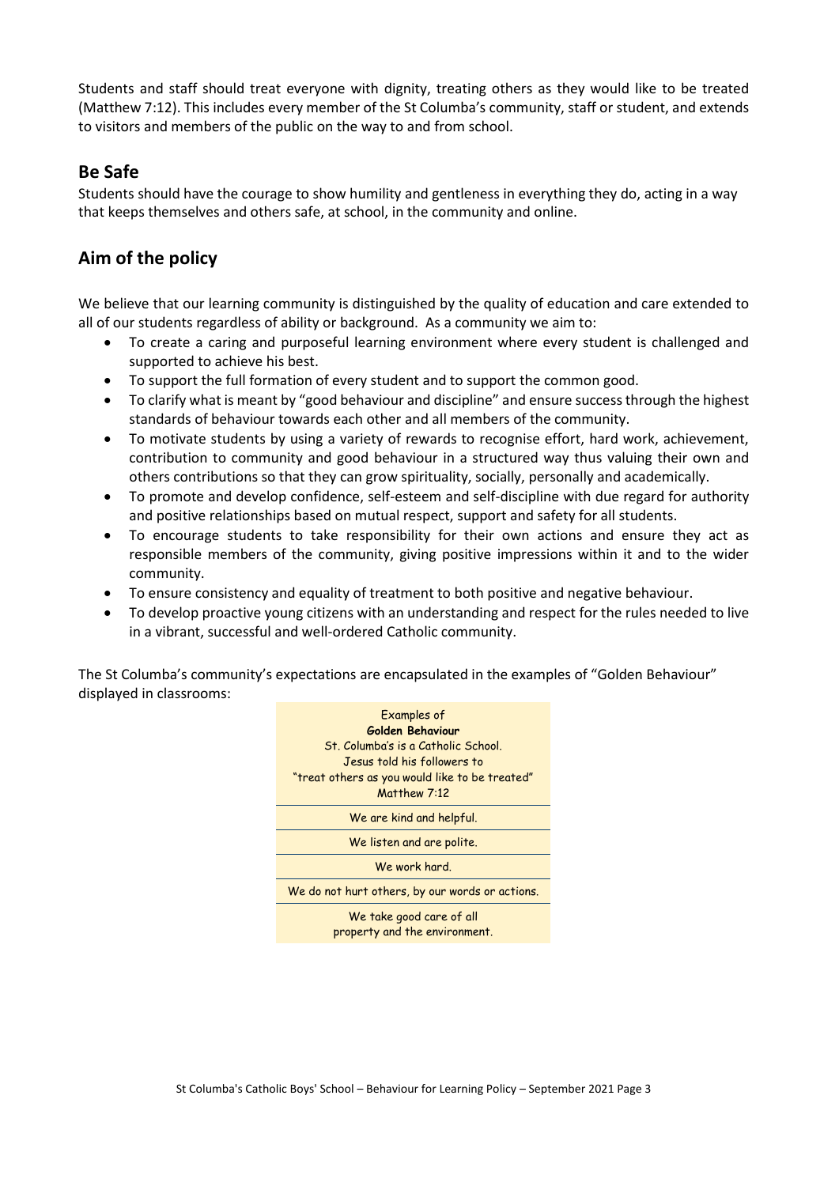Students and staff should treat everyone with dignity, treating others as they would like to be treated (Matthew 7:12). This includes every member of the St Columba's community, staff or student, and extends to visitors and members of the public on the way to and from school.

## Be Safe

Students should have the courage to show humility and gentleness in everything they do, acting in a way that keeps themselves and others safe, at school, in the community and online.

## Aim of the policy

We believe that our learning community is distinguished by the quality of education and care extended to all of our students regardless of ability or background. As a community we aim to:

- To create a caring and purposeful learning environment where every student is challenged and supported to achieve his best.
- To support the full formation of every student and to support the common good.
- To clarify what is meant by "good behaviour and discipline" and ensure success through the highest standards of behaviour towards each other and all members of the community.
- To motivate students by using a variety of rewards to recognise effort, hard work, achievement, contribution to community and good behaviour in a structured way thus valuing their own and others contributions so that they can grow spirituality, socially, personally and academically.
- To promote and develop confidence, self-esteem and self-discipline with due regard for authority and positive relationships based on mutual respect, support and safety for all students.
- To encourage students to take responsibility for their own actions and ensure they act as responsible members of the community, giving positive impressions within it and to the wider community.
- To ensure consistency and equality of treatment to both positive and negative behaviour.
- To develop proactive young citizens with an understanding and respect for the rules needed to live in a vibrant, successful and well-ordered Catholic community.

The St Columba's community's expectations are encapsulated in the examples of "Golden Behaviour" displayed in classrooms:

| Examples of **Golden Behaviour** St. Columba's is a Catholic School. Jesus told his followers to "treat others as you would like to be treated" Matthew 7:12 |
| --- |
| We are kind and helpful. |
| We listen and are polite. |
| We work hard. |
| We do not hurt others, by our words or actions. |
| We take good care of all property and the environment. |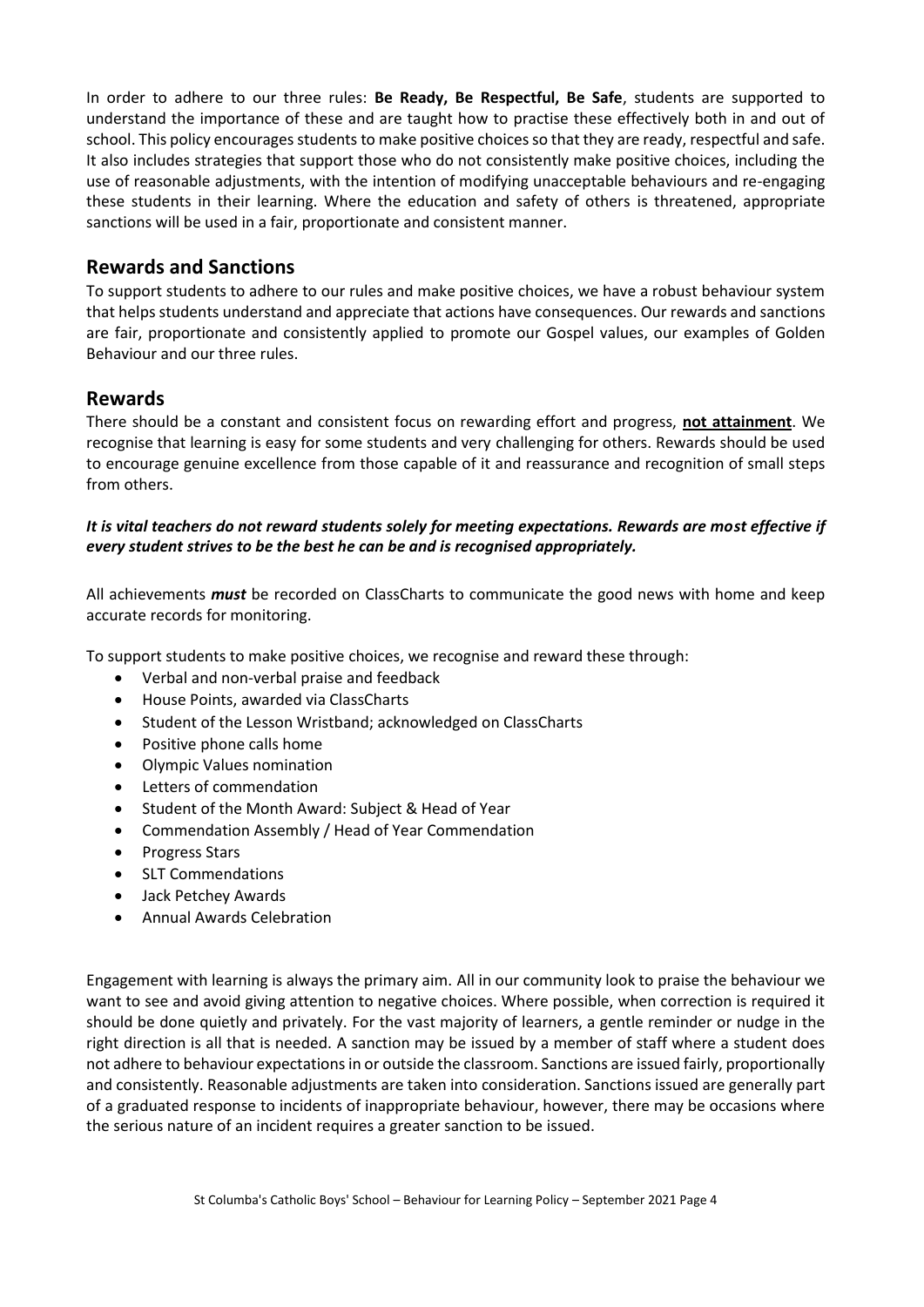In order to adhere to our three rules: **Be Ready, Be Respectful, Be Safe**, students are supported to understand the importance of these and are taught how to practise these effectively both in and out of school. This policy encourages students to make positive choices so that they are ready, respectful and safe. It also includes strategies that support those who do not consistently make positive choices, including the use of reasonable adjustments, with the intention of modifying unacceptable behaviours and re-engaging these students in their learning. Where the education and safety of others is threatened, appropriate sanctions will be used in a fair, proportionate and consistent manner.

## Rewards and Sanctions

To support students to adhere to our rules and make positive choices, we have a robust behaviour system that helps students understand and appreciate that actions have consequences. Our rewards and sanctions are fair, proportionate and consistently applied to promote our Gospel values, our examples of Golden Behaviour and our three rules.

## Rewards

There should be a constant and consistent focus on rewarding effort and progress, **not attainment**. We recognise that learning is easy for some students and very challenging for others. Rewards should be used to encourage genuine excellence from those capable of it and reassurance and recognition of small steps from others.

***It is vital teachers do not reward students solely for meeting expectations. Rewards are most effective if every student strives to be the best he can be and is recognised appropriately.***

All achievements ***must*** be recorded on ClassCharts to communicate the good news with home and keep accurate records for monitoring.

To support students to make positive choices, we recognise and reward these through:

- Verbal and non-verbal praise and feedback
- House Points, awarded via ClassCharts
- Student of the Lesson Wristband; acknowledged on ClassCharts
- Positive phone calls home
- Olympic Values nomination
- Letters of commendation
- Student of the Month Award: Subject & Head of Year
- Commendation Assembly / Head of Year Commendation
- Progress Stars
- SLT Commendations
- Jack Petchey Awards
- Annual Awards Celebration

Engagement with learning is always the primary aim. All in our community look to praise the behaviour we want to see and avoid giving attention to negative choices. Where possible, when correction is required it should be done quietly and privately. For the vast majority of learners, a gentle reminder or nudge in the right direction is all that is needed. A sanction may be issued by a member of staff where a student does not adhere to behaviour expectations in or outside the classroom. Sanctions are issued fairly, proportionally and consistently. Reasonable adjustments are taken into consideration. Sanctions issued are generally part of a graduated response to incidents of inappropriate behaviour, however, there may be occasions where the serious nature of an incident requires a greater sanction to be issued.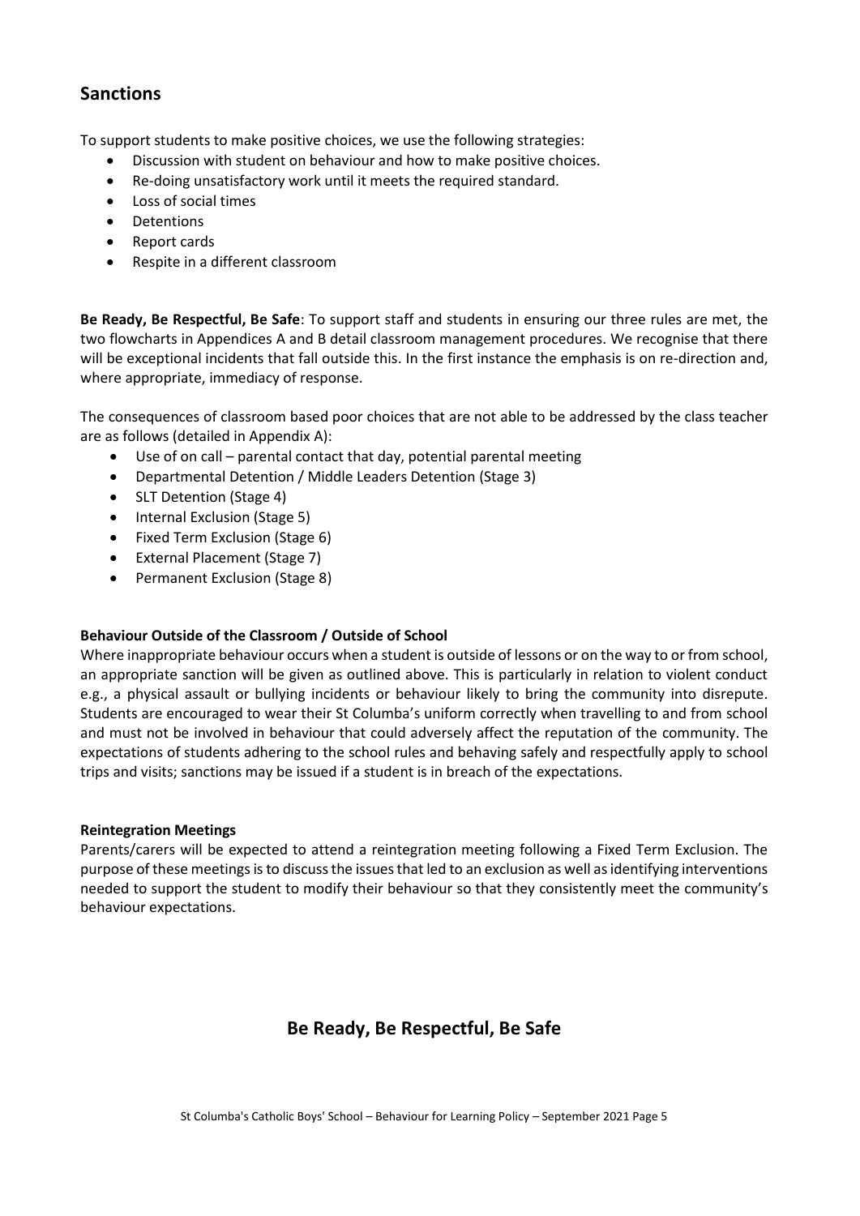## Sanctions

To support students to make positive choices, we use the following strategies:

- Discussion with student on behaviour and how to make positive choices.
- Re-doing unsatisfactory work until it meets the required standard.
- Loss of social times
- Detentions
- Report cards
- Respite in a different classroom

**Be Ready, Be Respectful, Be Safe**: To support staff and students in ensuring our three rules are met, the two flowcharts in Appendices A and B detail classroom management procedures. We recognise that there will be exceptional incidents that fall outside this. In the first instance the emphasis is on re-direction and, where appropriate, immediacy of response.

The consequences of classroom based poor choices that are not able to be addressed by the class teacher are as follows (detailed in Appendix A):

- Use of on call – parental contact that day, potential parental meeting
- Departmental Detention / Middle Leaders Detention (Stage 3)
- SLT Detention (Stage 4)
- Internal Exclusion (Stage 5)
- Fixed Term Exclusion (Stage 6)
- External Placement (Stage 7)
- Permanent Exclusion (Stage 8)

**Behaviour Outside of the Classroom / Outside of School**

Where inappropriate behaviour occurs when a student is outside of lessons or on the way to or from school, an appropriate sanction will be given as outlined above. This is particularly in relation to violent conduct e.g., a physical assault or bullying incidents or behaviour likely to bring the community into disrepute. Students are encouraged to wear their St Columba's uniform correctly when travelling to and from school and must not be involved in behaviour that could adversely affect the reputation of the community. The expectations of students adhering to the school rules and behaving safely and respectfully apply to school trips and visits; sanctions may be issued if a student is in breach of the expectations.

**Reintegration Meetings**

Parents/carers will be expected to attend a reintegration meeting following a Fixed Term Exclusion. The purpose of these meetings is to discuss the issues that led to an exclusion as well as identifying interventions needed to support the student to modify their behaviour so that they consistently meet the community's behaviour expectations.

**Be Ready, Be Respectful, Be Safe**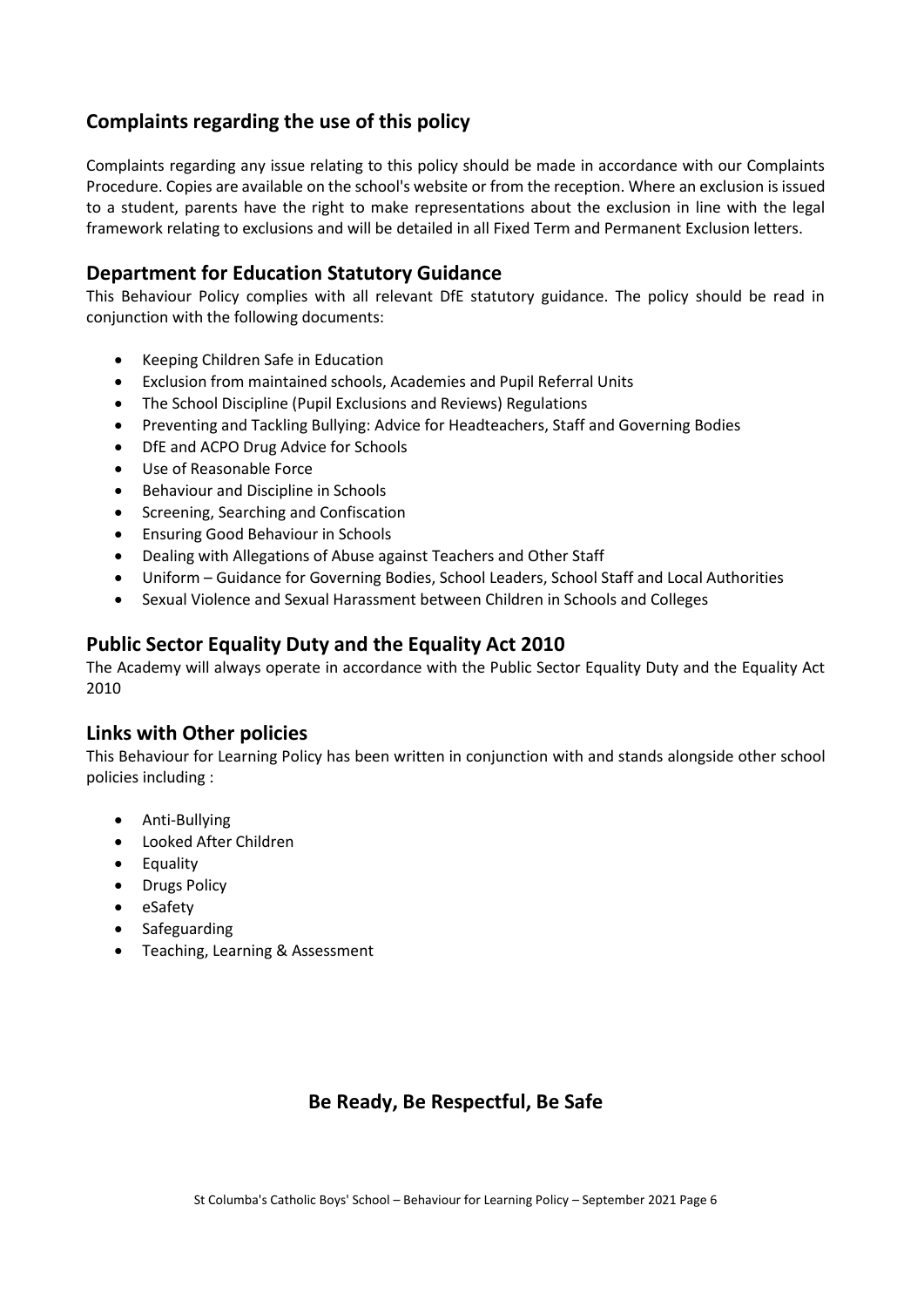## Complaints regarding the use of this policy

Complaints regarding any issue relating to this policy should be made in accordance with our Complaints Procedure. Copies are available on the school's website or from the reception. Where an exclusion is issued to a student, parents have the right to make representations about the exclusion in line with the legal framework relating to exclusions and will be detailed in all Fixed Term and Permanent Exclusion letters.

## Department for Education Statutory Guidance

This Behaviour Policy complies with all relevant DfE statutory guidance. The policy should be read in conjunction with the following documents:

- Keeping Children Safe in Education
- Exclusion from maintained schools, Academies and Pupil Referral Units
- The School Discipline (Pupil Exclusions and Reviews) Regulations
- Preventing and Tackling Bullying: Advice for Headteachers, Staff and Governing Bodies
- DfE and ACPO Drug Advice for Schools
- Use of Reasonable Force
- Behaviour and Discipline in Schools
- Screening, Searching and Confiscation
- Ensuring Good Behaviour in Schools
- Dealing with Allegations of Abuse against Teachers and Other Staff
- Uniform – Guidance for Governing Bodies, School Leaders, School Staff and Local Authorities
- Sexual Violence and Sexual Harassment between Children in Schools and Colleges

## Public Sector Equality Duty and the Equality Act 2010

The Academy will always operate in accordance with the Public Sector Equality Duty and the Equality Act 2010

## Links with Other policies

This Behaviour for Learning Policy has been written in conjunction with and stands alongside other school policies including :

- Anti-Bullying
- Looked After Children
- Equality
- Drugs Policy
- eSafety
- Safeguarding
- Teaching, Learning & Assessment

**Be Ready, Be Respectful, Be Safe**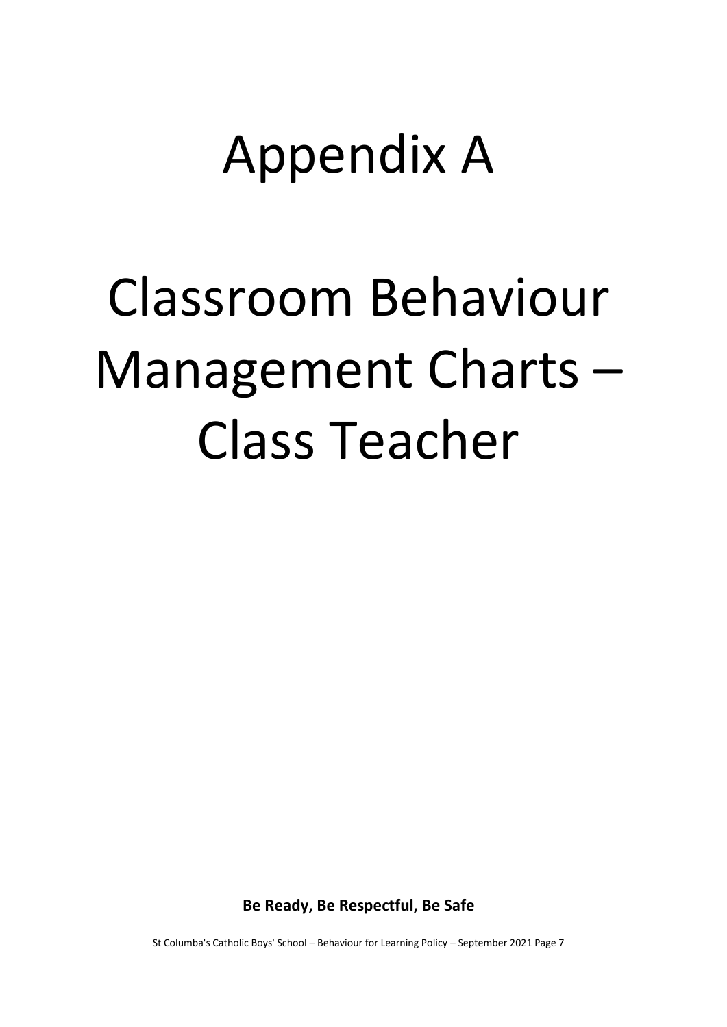# Appendix A

# Classroom Behaviour Management Charts – Class Teacher

**Be Ready, Be Respectful, Be Safe**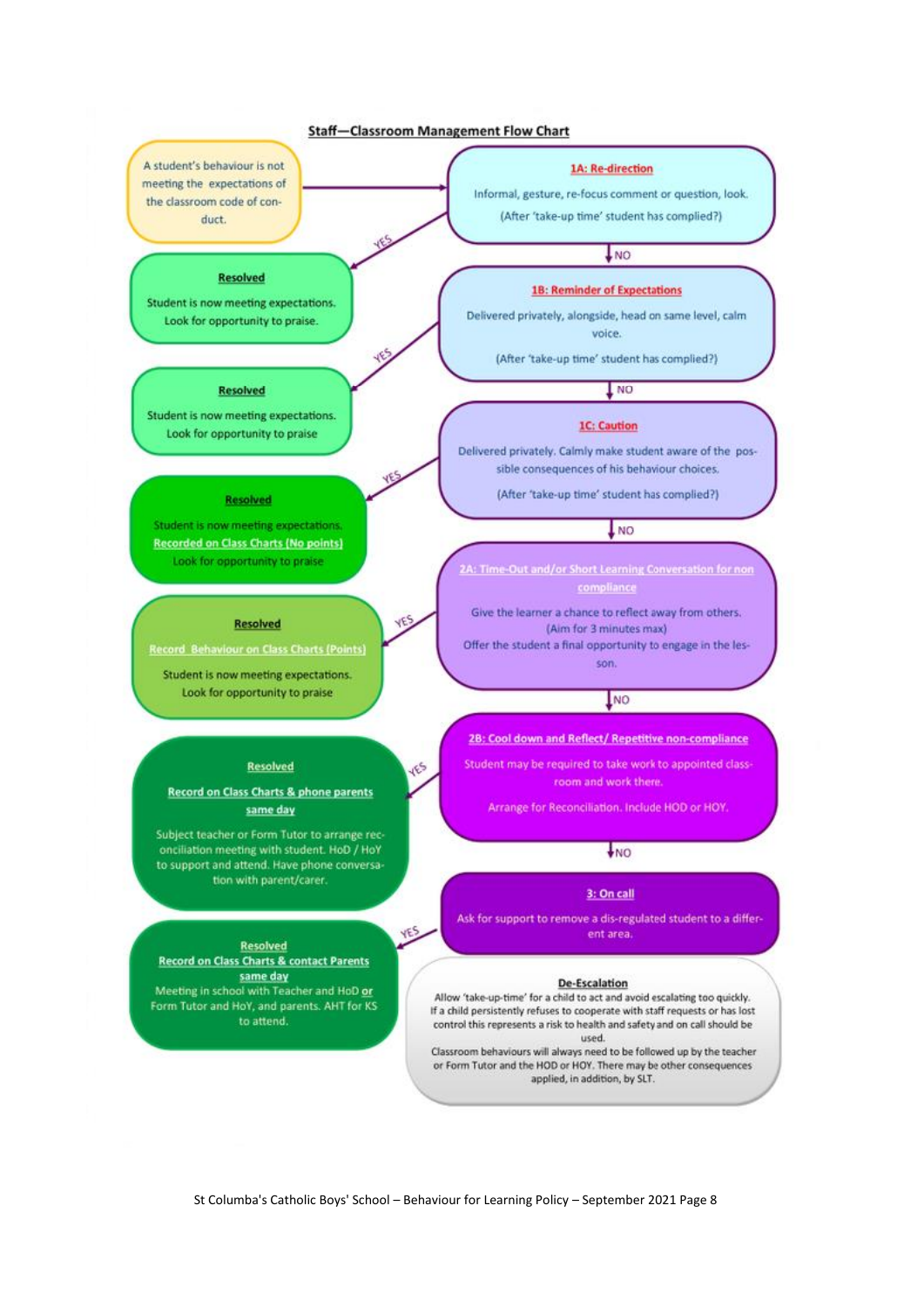## Staff—Classroom Management Flow Chart

A student's behaviour is not meeting the expectations of the classroom code of conduct.

**1A: Re-direction**

Informal, gesture, re-focus comment or question, look.

(After 'take-up time' student has complied?)

- YES → **Resolved** — Student is now meeting expectations. Look for opportunity to praise.
- NO ↓

**1B: Reminder of Expectations**

Delivered privately, alongside, head on same level, calm voice.

(After 'take-up time' student has complied?)

- YES → **Resolved** — Student is now meeting expectations. Look for opportunity to praise
- NO ↓

**1C: Caution**

Delivered privately. Calmly make student aware of the possible consequences of his behaviour choices.

(After 'take-up time' student has complied?)

- YES → **Resolved** — Student is now meeting expectations. **Recorded on Class Charts (No points)** Look for opportunity to praise
- NO ↓

**2A: Time-Out and/or Short Learning Conversation for non compliance**

Give the learner a chance to reflect away from others. (Aim for 3 minutes max)

Offer the student a final opportunity to engage in the lesson.

- YES → **Resolved** — **Record Behaviour on Class Charts (Points)** Student is now meeting expectations. Look for opportunity to praise
- NO ↓

**2B: Cool down and Reflect/ Repetitive non-compliance**

Student may be required to take work to appointed classroom and work there.

Arrange for Reconciliation. Include HOD or HOY.

- YES → **Resolved** — **Record on Class Charts & phone parents same day** Subject teacher or Form Tutor to arrange reconciliation meeting with student. HoD / HoY to support and attend. Have phone conversation with parent/carer.
- NO ↓

**3: On call**

Ask for support to remove a dis-regulated student to a different area.

- YES → **Resolved** — **Record on Class Charts & contact Parents same day** Meeting in school with Teacher and HoD **or** Form Tutor and HoY, and parents. AHT for KS to attend.

**De-Escalation**

Allow 'take-up-time' for a child to act and avoid escalating too quickly. If a child persistently refuses to cooperate with staff requests or has lost control this represents a risk to health and safety and on call should be used.

Classroom behaviours will always need to be followed up by the teacher or Form Tutor and the HOD or HOY. There may be other consequences applied, in addition, by SLT.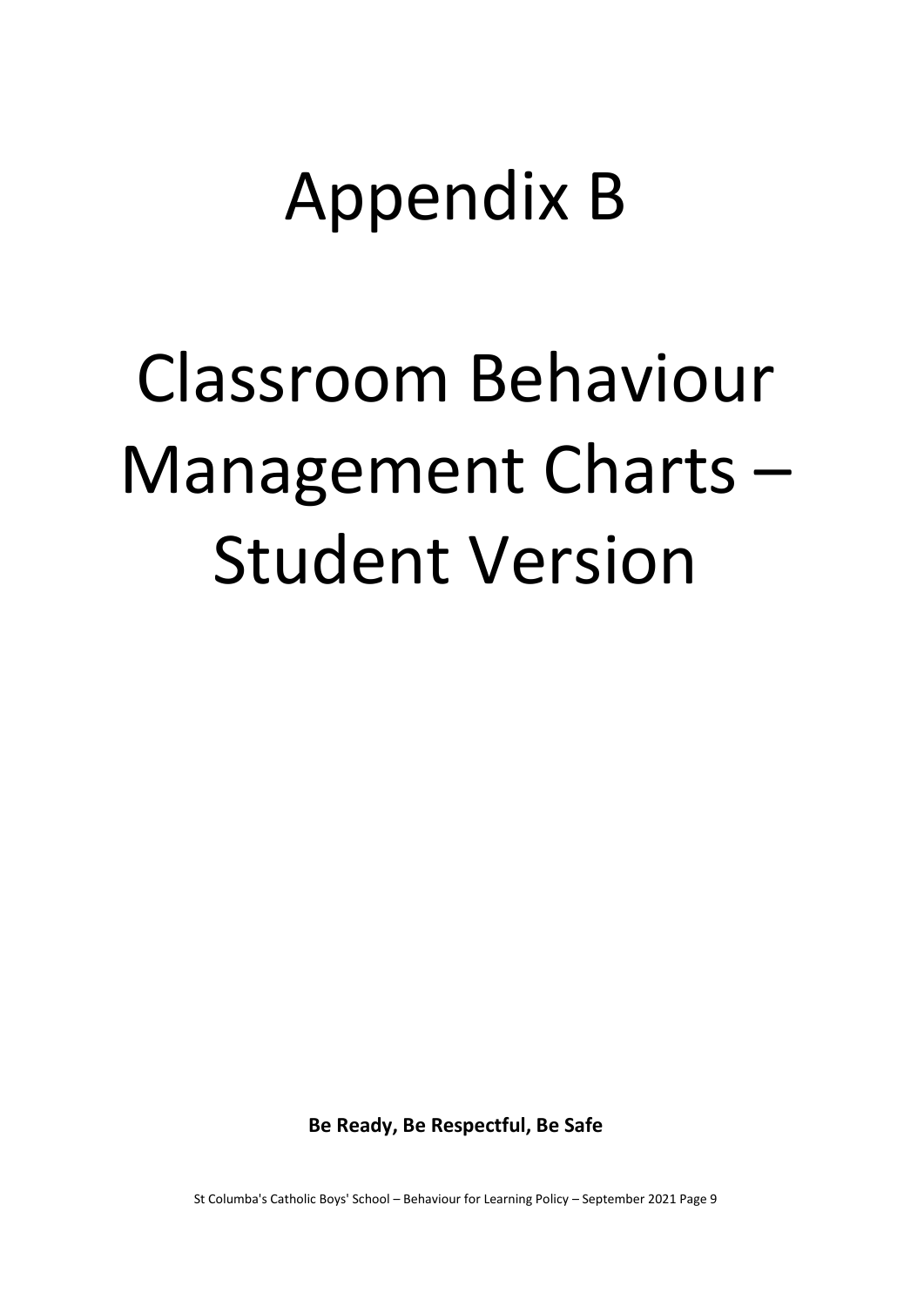# Appendix B

# Classroom Behaviour Management Charts – Student Version

**Be Ready, Be Respectful, Be Safe**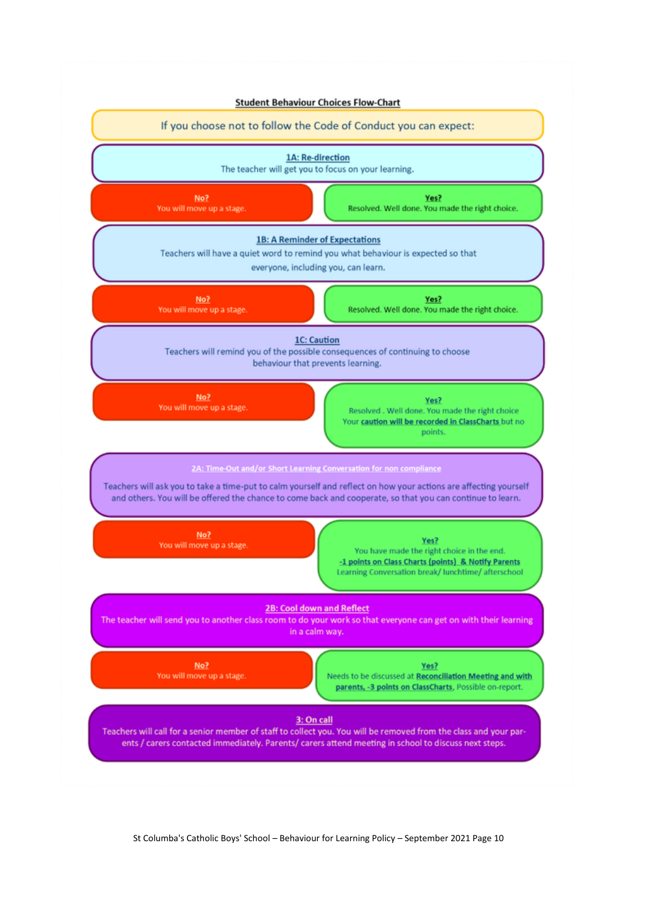## Student Behaviour Choices Flow-Chart

If you choose not to follow the Code of Conduct you can expect:

**1A: Re-direction**
The teacher will get you to focus on your learning.

- **No?** You will move up a stage.
- **Yes?** Resolved. Well done. You made the right choice.

**1B: A Reminder of Expectations**
Teachers will have a quiet word to remind you what behaviour is expected so that everyone, including you, can learn.

- **No?** You will move up a stage.
- **Yes?** Resolved. Well done. You made the right choice.

**1C: Caution**
Teachers will remind you of the possible consequences of continuing to choose behaviour that prevents learning.

- **No?** You will move up a stage.
- **Yes?** Resolved . Well done. You made the right choice Your **caution will be recorded in ClassCharts** but no points.

**2A: Time-Out and/or Short Learning Conversation for non compliance**
Teachers will ask you to take a time-put to calm yourself and reflect on how your actions are affecting yourself and others. You will be offered the chance to come back and cooperate, so that you can continue to learn.

- **No?** You will move up a stage.
- **Yes?** You have made the right choice in the end. **-1 points on Class Charts (points) & Notify Parents** Learning Conversation break/ lunchtime/ afterschool

**2B: Cool down and Reflect**
The teacher will send you to another class room to do your work so that everyone can get on with their learning in a calm way.

- **No?** You will move up a stage.
- **Yes?** Needs to be discussed at **Reconciliation Meeting and with parents, -3 points on ClassCharts**, Possible on-report.

**3: On call**
Teachers will call for a senior member of staff to collect you. You will be removed from the class and your parents / carers contacted immediately. Parents/ carers attend meeting in school to discuss next steps.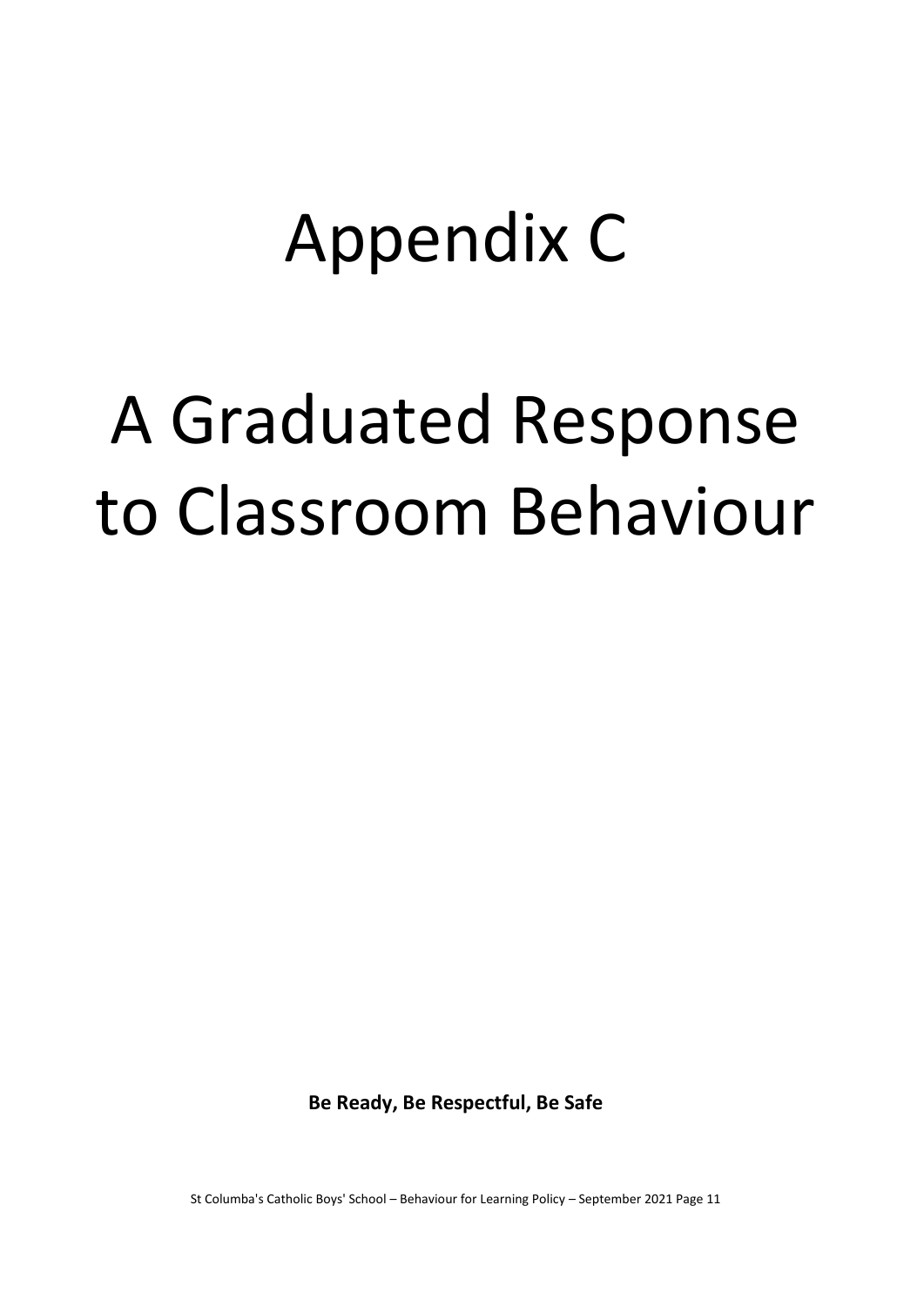# Appendix C

# A Graduated Response to Classroom Behaviour

**Be Ready, Be Respectful, Be Safe**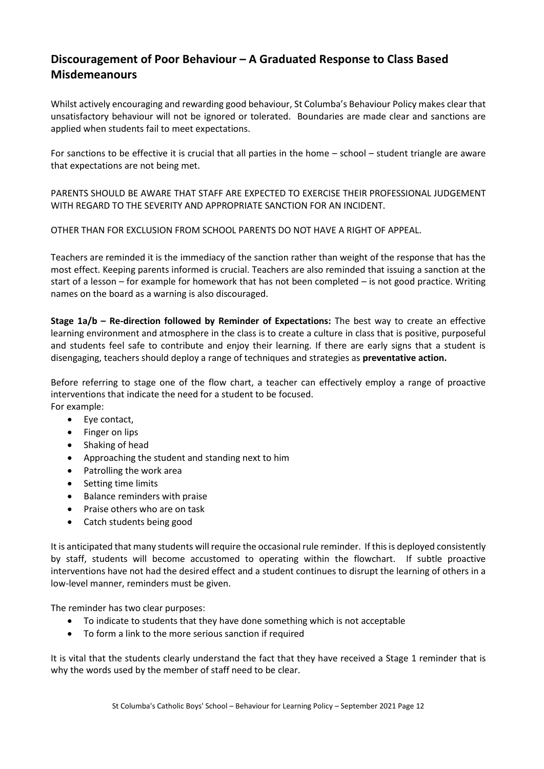## Discouragement of Poor Behaviour – A Graduated Response to Class Based Misdemeanours

Whilst actively encouraging and rewarding good behaviour, St Columba's Behaviour Policy makes clear that unsatisfactory behaviour will not be ignored or tolerated. Boundaries are made clear and sanctions are applied when students fail to meet expectations.

For sanctions to be effective it is crucial that all parties in the home – school – student triangle are aware that expectations are not being met.

PARENTS SHOULD BE AWARE THAT STAFF ARE EXPECTED TO EXERCISE THEIR PROFESSIONAL JUDGEMENT WITH REGARD TO THE SEVERITY AND APPROPRIATE SANCTION FOR AN INCIDENT.

OTHER THAN FOR EXCLUSION FROM SCHOOL PARENTS DO NOT HAVE A RIGHT OF APPEAL.

Teachers are reminded it is the immediacy of the sanction rather than weight of the response that has the most effect. Keeping parents informed is crucial. Teachers are also reminded that issuing a sanction at the start of a lesson – for example for homework that has not been completed – is not good practice. Writing names on the board as a warning is also discouraged.

**Stage 1a/b – Re-direction followed by Reminder of Expectations:** The best way to create an effective learning environment and atmosphere in the class is to create a culture in class that is positive, purposeful and students feel safe to contribute and enjoy their learning. If there are early signs that a student is disengaging, teachers should deploy a range of techniques and strategies as **preventative action.**

Before referring to stage one of the flow chart, a teacher can effectively employ a range of proactive interventions that indicate the need for a student to be focused.
For example:

- Eye contact,
- Finger on lips
- Shaking of head
- Approaching the student and standing next to him
- Patrolling the work area
- Setting time limits
- Balance reminders with praise
- Praise others who are on task
- Catch students being good

It is anticipated that many students will require the occasional rule reminder. If this is deployed consistently by staff, students will become accustomed to operating within the flowchart. If subtle proactive interventions have not had the desired effect and a student continues to disrupt the learning of others in a low-level manner, reminders must be given.

The reminder has two clear purposes:

- To indicate to students that they have done something which is not acceptable
- To form a link to the more serious sanction if required

It is vital that the students clearly understand the fact that they have received a Stage 1 reminder that is why the words used by the member of staff need to be clear.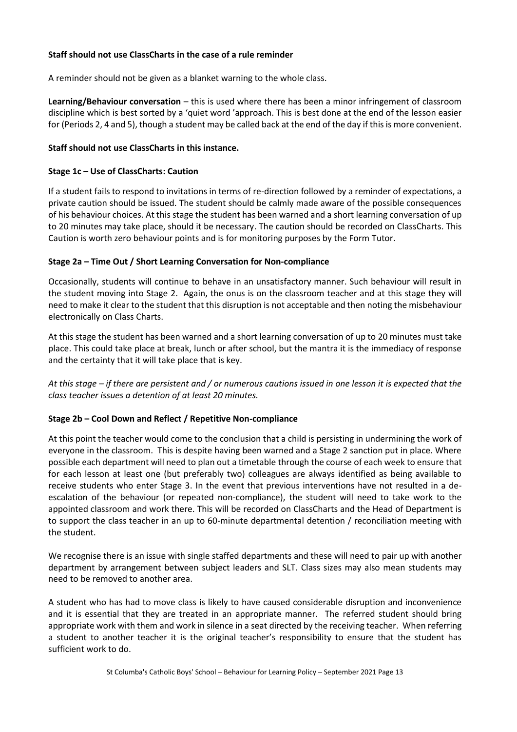**Staff should not use ClassCharts in the case of a rule reminder**

A reminder should not be given as a blanket warning to the whole class.

**Learning/Behaviour conversation** – this is used where there has been a minor infringement of classroom discipline which is best sorted by a 'quiet word 'approach. This is best done at the end of the lesson easier for (Periods 2, 4 and 5), though a student may be called back at the end of the day if this is more convenient.

**Staff should not use ClassCharts in this instance.**

**Stage 1c – Use of ClassCharts: Caution**

If a student fails to respond to invitations in terms of re-direction followed by a reminder of expectations, a private caution should be issued. The student should be calmly made aware of the possible consequences of his behaviour choices. At this stage the student has been warned and a short learning conversation of up to 20 minutes may take place, should it be necessary. The caution should be recorded on ClassCharts. This Caution is worth zero behaviour points and is for monitoring purposes by the Form Tutor.

**Stage 2a – Time Out / Short Learning Conversation for Non-compliance**

Occasionally, students will continue to behave in an unsatisfactory manner. Such behaviour will result in the student moving into Stage 2. Again, the onus is on the classroom teacher and at this stage they will need to make it clear to the student that this disruption is not acceptable and then noting the misbehaviour electronically on Class Charts.

At this stage the student has been warned and a short learning conversation of up to 20 minutes must take place. This could take place at break, lunch or after school, but the mantra it is the immediacy of response and the certainty that it will take place that is key.

*At this stage – if there are persistent and / or numerous cautions issued in one lesson it is expected that the class teacher issues a detention of at least 20 minutes.*

**Stage 2b – Cool Down and Reflect / Repetitive Non-compliance**

At this point the teacher would come to the conclusion that a child is persisting in undermining the work of everyone in the classroom. This is despite having been warned and a Stage 2 sanction put in place. Where possible each department will need to plan out a timetable through the course of each week to ensure that for each lesson at least one (but preferably two) colleagues are always identified as being available to receive students who enter Stage 3. In the event that previous interventions have not resulted in a de-escalation of the behaviour (or repeated non-compliance), the student will need to take work to the appointed classroom and work there. This will be recorded on ClassCharts and the Head of Department is to support the class teacher in an up to 60-minute departmental detention / reconciliation meeting with the student.

We recognise there is an issue with single staffed departments and these will need to pair up with another department by arrangement between subject leaders and SLT. Class sizes may also mean students may need to be removed to another area.

A student who has had to move class is likely to have caused considerable disruption and inconvenience and it is essential that they are treated in an appropriate manner. The referred student should bring appropriate work with them and work in silence in a seat directed by the receiving teacher. When referring a student to another teacher it is the original teacher's responsibility to ensure that the student has sufficient work to do.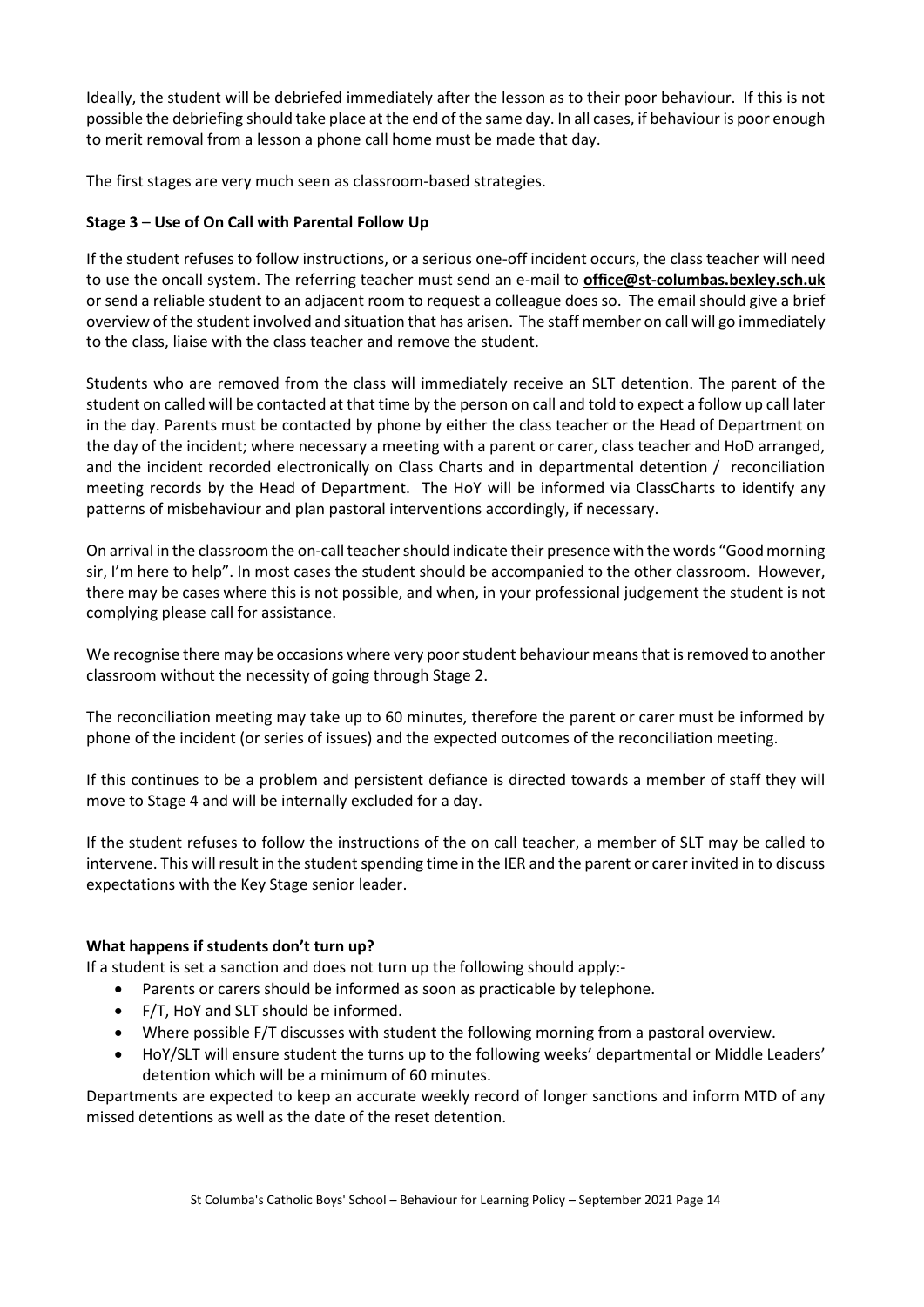Ideally, the student will be debriefed immediately after the lesson as to their poor behaviour. If this is not possible the debriefing should take place at the end of the same day. In all cases, if behaviour is poor enough to merit removal from a lesson a phone call home must be made that day.

The first stages are very much seen as classroom-based strategies.

**Stage 3 – Use of On Call with Parental Follow Up**

If the student refuses to follow instructions, or a serious one-off incident occurs, the class teacher will need to use the oncall system. The referring teacher must send an e-mail to **office@st-columbas.bexley.sch.uk** or send a reliable student to an adjacent room to request a colleague does so. The email should give a brief overview of the student involved and situation that has arisen. The staff member on call will go immediately to the class, liaise with the class teacher and remove the student.

Students who are removed from the class will immediately receive an SLT detention. The parent of the student on called will be contacted at that time by the person on call and told to expect a follow up call later in the day. Parents must be contacted by phone by either the class teacher or the Head of Department on the day of the incident; where necessary a meeting with a parent or carer, class teacher and HoD arranged, and the incident recorded electronically on Class Charts and in departmental detention / reconciliation meeting records by the Head of Department. The HoY will be informed via ClassCharts to identify any patterns of misbehaviour and plan pastoral interventions accordingly, if necessary.

On arrival in the classroom the on-call teacher should indicate their presence with the words "Good morning sir, I'm here to help". In most cases the student should be accompanied to the other classroom. However, there may be cases where this is not possible, and when, in your professional judgement the student is not complying please call for assistance.

We recognise there may be occasions where very poor student behaviour means that is removed to another classroom without the necessity of going through Stage 2.

The reconciliation meeting may take up to 60 minutes, therefore the parent or carer must be informed by phone of the incident (or series of issues) and the expected outcomes of the reconciliation meeting.

If this continues to be a problem and persistent defiance is directed towards a member of staff they will move to Stage 4 and will be internally excluded for a day.

If the student refuses to follow the instructions of the on call teacher, a member of SLT may be called to intervene. This will result in the student spending time in the IER and the parent or carer invited in to discuss expectations with the Key Stage senior leader.

**What happens if students don't turn up?**

If a student is set a sanction and does not turn up the following should apply:-

- Parents or carers should be informed as soon as practicable by telephone.
- F/T, HoY and SLT should be informed.
- Where possible F/T discusses with student the following morning from a pastoral overview.
- HoY/SLT will ensure student the turns up to the following weeks' departmental or Middle Leaders' detention which will be a minimum of 60 minutes.

Departments are expected to keep an accurate weekly record of longer sanctions and inform MTD of any missed detentions as well as the date of the reset detention.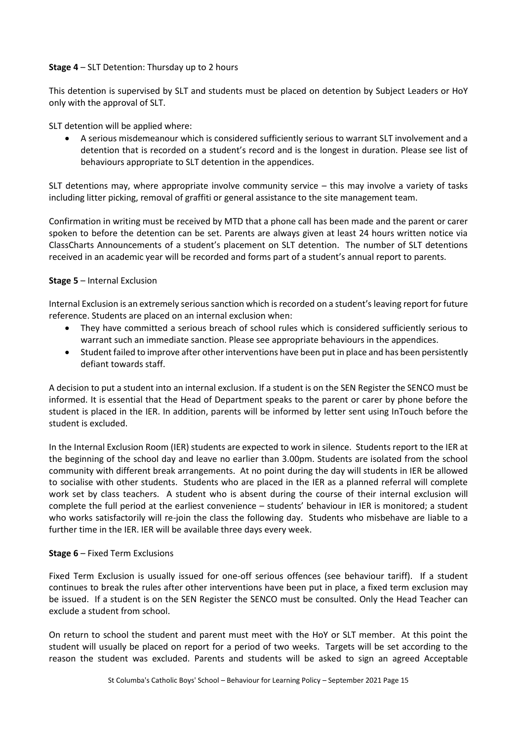**Stage 4** – SLT Detention: Thursday up to 2 hours

This detention is supervised by SLT and students must be placed on detention by Subject Leaders or HoY only with the approval of SLT.

SLT detention will be applied where:

- A serious misdemeanour which is considered sufficiently serious to warrant SLT involvement and a detention that is recorded on a student's record and is the longest in duration. Please see list of behaviours appropriate to SLT detention in the appendices.

SLT detentions may, where appropriate involve community service – this may involve a variety of tasks including litter picking, removal of graffiti or general assistance to the site management team.

Confirmation in writing must be received by MTD that a phone call has been made and the parent or carer spoken to before the detention can be set. Parents are always given at least 24 hours written notice via ClassCharts Announcements of a student's placement on SLT detention. The number of SLT detentions received in an academic year will be recorded and forms part of a student's annual report to parents.

**Stage 5** – Internal Exclusion

Internal Exclusion is an extremely serious sanction which is recorded on a student's leaving report for future reference. Students are placed on an internal exclusion when:

- They have committed a serious breach of school rules which is considered sufficiently serious to warrant such an immediate sanction. Please see appropriate behaviours in the appendices.
- Student failed to improve after other interventions have been put in place and has been persistently defiant towards staff.

A decision to put a student into an internal exclusion. If a student is on the SEN Register the SENCO must be informed. It is essential that the Head of Department speaks to the parent or carer by phone before the student is placed in the IER. In addition, parents will be informed by letter sent using InTouch before the student is excluded.

In the Internal Exclusion Room (IER) students are expected to work in silence. Students report to the IER at the beginning of the school day and leave no earlier than 3.00pm. Students are isolated from the school community with different break arrangements. At no point during the day will students in IER be allowed to socialise with other students. Students who are placed in the IER as a planned referral will complete work set by class teachers. A student who is absent during the course of their internal exclusion will complete the full period at the earliest convenience – students' behaviour in IER is monitored; a student who works satisfactorily will re-join the class the following day. Students who misbehave are liable to a further time in the IER. IER will be available three days every week.

**Stage 6** – Fixed Term Exclusions

Fixed Term Exclusion is usually issued for one-off serious offences (see behaviour tariff). If a student continues to break the rules after other interventions have been put in place, a fixed term exclusion may be issued. If a student is on the SEN Register the SENCO must be consulted. Only the Head Teacher can exclude a student from school.

On return to school the student and parent must meet with the HoY or SLT member. At this point the student will usually be placed on report for a period of two weeks. Targets will be set according to the reason the student was excluded. Parents and students will be asked to sign an agreed Acceptable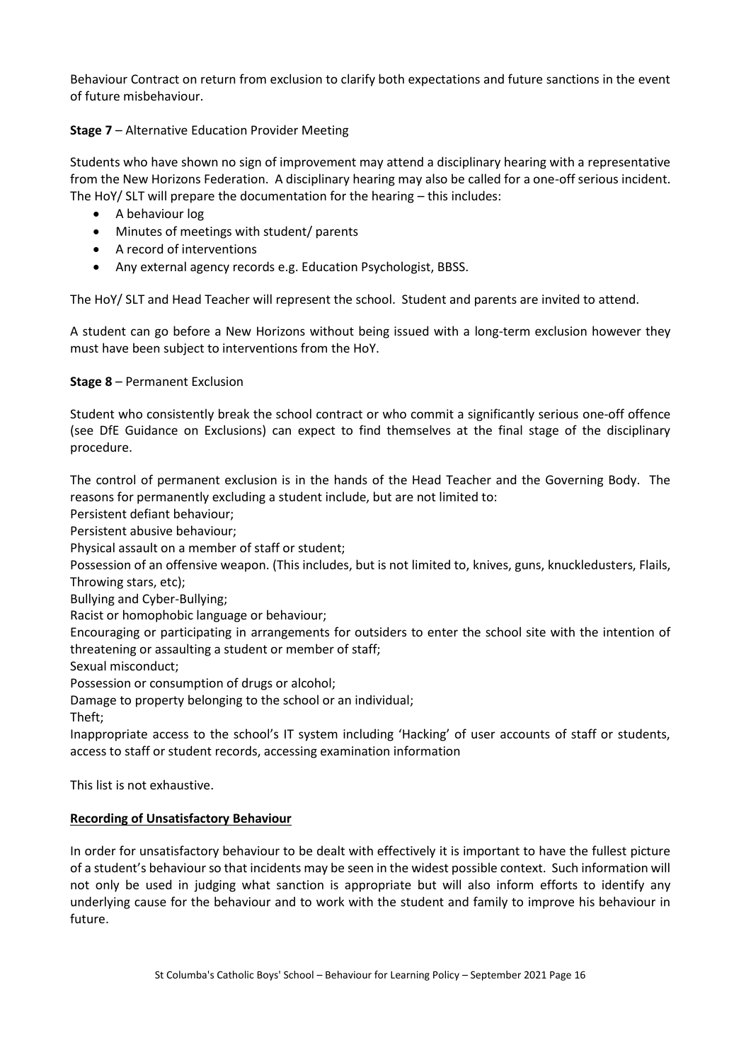Behaviour Contract on return from exclusion to clarify both expectations and future sanctions in the event of future misbehaviour.

**Stage 7** – Alternative Education Provider Meeting

Students who have shown no sign of improvement may attend a disciplinary hearing with a representative from the New Horizons Federation. A disciplinary hearing may also be called for a one-off serious incident. The HoY/ SLT will prepare the documentation for the hearing – this includes:

- A behaviour log
- Minutes of meetings with student/ parents
- A record of interventions
- Any external agency records e.g. Education Psychologist, BBSS.

The HoY/ SLT and Head Teacher will represent the school. Student and parents are invited to attend.

A student can go before a New Horizons without being issued with a long-term exclusion however they must have been subject to interventions from the HoY.

**Stage 8** – Permanent Exclusion

Student who consistently break the school contract or who commit a significantly serious one-off offence (see DfE Guidance on Exclusions) can expect to find themselves at the final stage of the disciplinary procedure.

The control of permanent exclusion is in the hands of the Head Teacher and the Governing Body. The reasons for permanently excluding a student include, but are not limited to:

Persistent defiant behaviour;

Persistent abusive behaviour;

Physical assault on a member of staff or student;

Possession of an offensive weapon. (This includes, but is not limited to, knives, guns, knuckledusters, Flails, Throwing stars, etc);

Bullying and Cyber-Bullying;

Racist or homophobic language or behaviour;

Encouraging or participating in arrangements for outsiders to enter the school site with the intention of threatening or assaulting a student or member of staff;

Sexual misconduct;

Possession or consumption of drugs or alcohol;

Damage to property belonging to the school or an individual;

Theft;

Inappropriate access to the school's IT system including 'Hacking' of user accounts of staff or students, access to staff or student records, accessing examination information

This list is not exhaustive.

**Recording of Unsatisfactory Behaviour**

In order for unsatisfactory behaviour to be dealt with effectively it is important to have the fullest picture of a student's behaviour so that incidents may be seen in the widest possible context. Such information will not only be used in judging what sanction is appropriate but will also inform efforts to identify any underlying cause for the behaviour and to work with the student and family to improve his behaviour in future.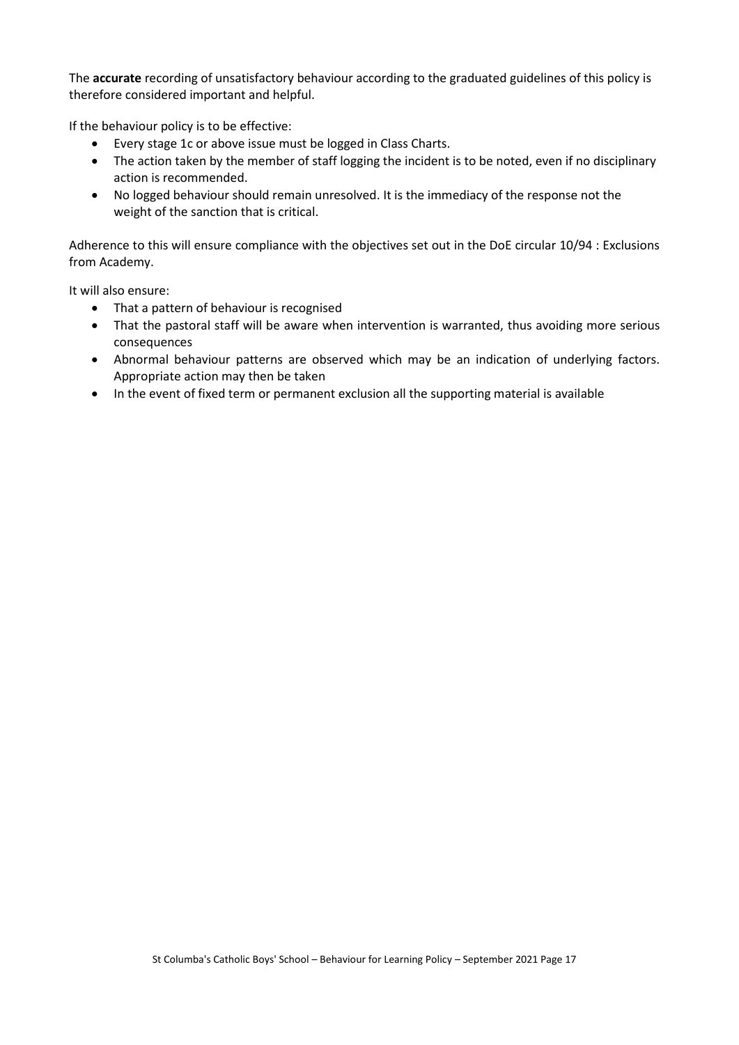The **accurate** recording of unsatisfactory behaviour according to the graduated guidelines of this policy is therefore considered important and helpful.

If the behaviour policy is to be effective:

- Every stage 1c or above issue must be logged in Class Charts.
- The action taken by the member of staff logging the incident is to be noted, even if no disciplinary action is recommended.
- No logged behaviour should remain unresolved. It is the immediacy of the response not the weight of the sanction that is critical.

Adherence to this will ensure compliance with the objectives set out in the DoE circular 10/94 : Exclusions from Academy.

It will also ensure:

- That a pattern of behaviour is recognised
- That the pastoral staff will be aware when intervention is warranted, thus avoiding more serious consequences
- Abnormal behaviour patterns are observed which may be an indication of underlying factors. Appropriate action may then be taken
- In the event of fixed term or permanent exclusion all the supporting material is available